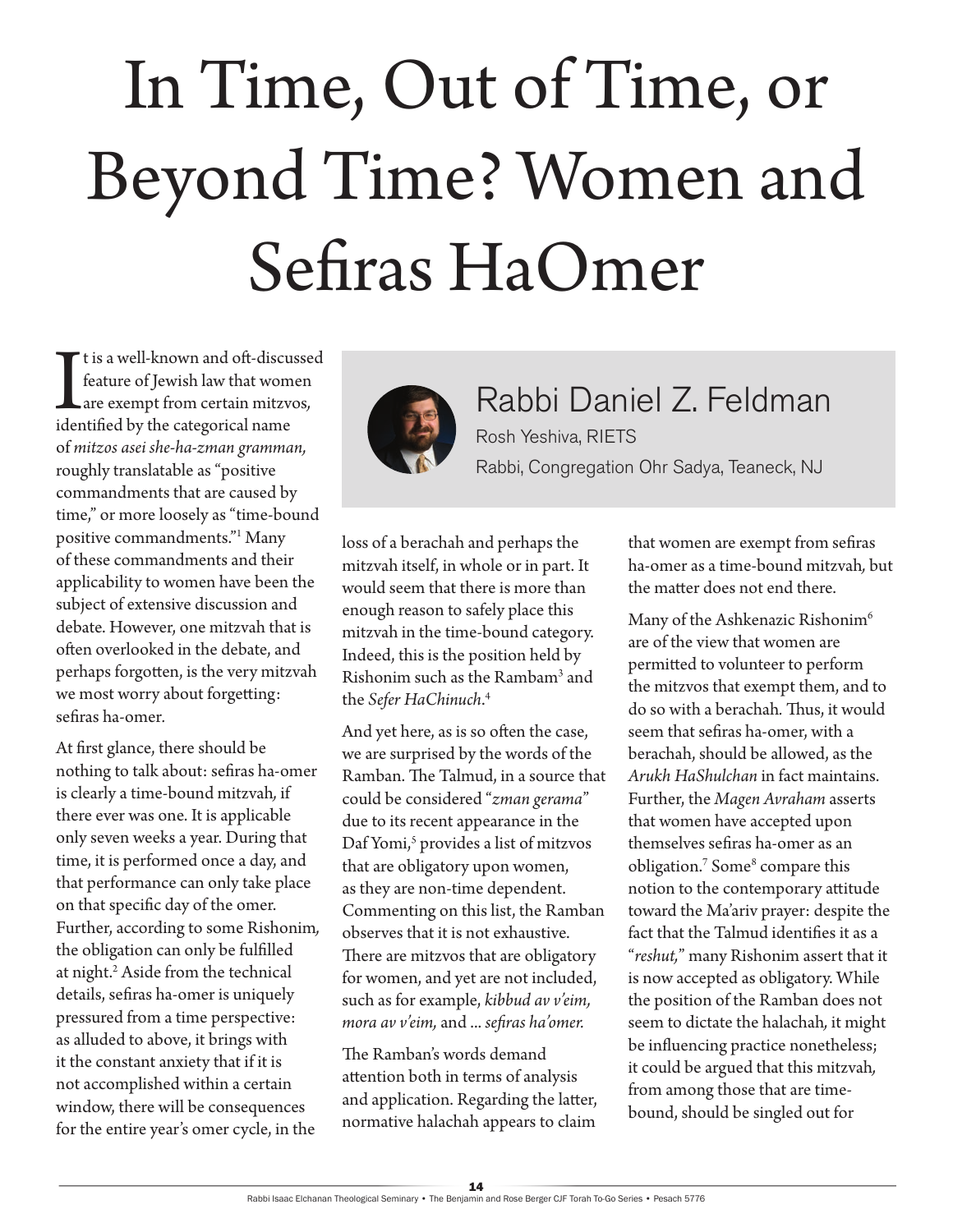# In Time, Out of Time, or Beyond Time? Women and Sefiras HaOmer

Rabbi Daniel Z. Feldman

Rosh Yeshiva, RIETS

Rabbi, Congregation Ohr Sadya, Teaneck, NJ

It is a well-known and oft-discussed feature of Jewish law that women are exempt from certain mitzvos, identified by the categorical name of *mitzos asei she-ha-zman gramman,* roughly translatable as "positive commandments that are caused by time," or more loosely as "time-bound positive commandments."[1] Many of these commandments and their applicability to women have been the subject of extensive discussion and debate. However, one mitzvah that is often overlooked in the debate, and perhaps forgotten, is the very mitzvah we most worry about forgetting: sefiras ha-omer.

At first glance, there should be nothing to talk about: sefiras ha-omer is clearly a time-bound mitzvah*,* if there ever was one. It is applicable only seven weeks a year. During that time, it is performed once a day, and that performance can only take place on that specific day of the omer. Further, according to some Rishonim*,* the obligation can only be fulfilled at night.[2] Aside from the technical details, sefiras ha-omer is uniquely pressured from a time perspective: as alluded to above, it brings with it the constant anxiety that if it is not accomplished within a certain window, there will be consequences for the entire year's omer cycle, in the loss of a berachah and perhaps the mitzvah itself, in whole or in part. It would seem that there is more than enough reason to safely place this mitzvah in the time-bound category. Indeed, this is the position held by Rishonim such as the Rambam[3] and the *Sefer HaChinuch*.[4]

And yet here, as is so often the case, we are surprised by the words of the Ramban. The Talmud, in a source that could be considered "*zman gerama*" due to its recent appearance in the Daf Yomi,[5] provides a list of mitzvos that are obligatory upon women, as they are non-time dependent. Commenting on this list, the Ramban observes that it is not exhaustive. There are mitzvos that are obligatory for women, and yet are not included, such as for example, *kibbud av v'eim, mora av v'eim,* and ... *sefiras ha'omer.*

The Ramban's words demand attention both in terms of analysis and application. Regarding the latter, normative halachah appears to claim that women are exempt from sefiras ha-omer as a time-bound mitzvah*,* but the matter does not end there.

Many of the Ashkenazic Rishonim[6] are of the view that women are permitted to volunteer to perform the mitzvos that exempt them, and to do so with a berachah. Thus, it would seem that sefiras ha-omer, with a berachah, should be allowed, as the *Arukh HaShulchan* in fact maintains. Further, the *Magen Avraham* asserts that women have accepted upon themselves sefiras ha-omer as an obligation.[7] Some[8] compare this notion to the contemporary attitude toward the Ma'ariv prayer: despite the fact that the Talmud identifies it as a "*reshut,*" many Rishonim assert that it is now accepted as obligatory. While the position of the Ramban does not seem to dictate the halachah*,* it might be influencing practice nonetheless; it could be argued that this mitzvah*,* from among those that are time-bound, should be singled out for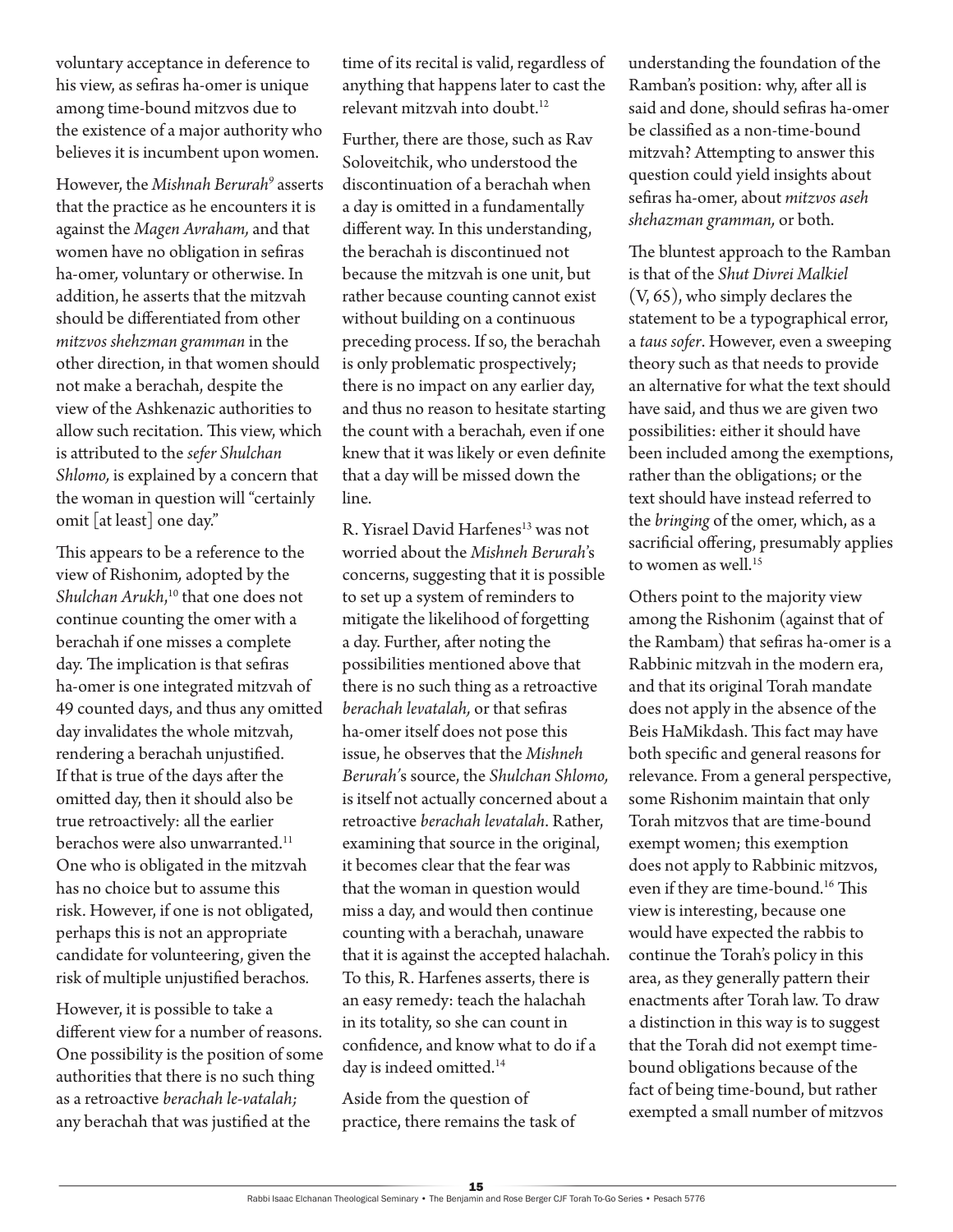voluntary acceptance in deference to his view, as sefiras ha-omer is unique among time-bound mitzvos due to the existence of a major authority who believes it is incumbent upon women.

However, the *Mishnah Berurah*[9] asserts that the practice as he encounters it is against the *Magen Avraham,* and that women have no obligation in sefiras ha-omer, voluntary or otherwise. In addition, he asserts that the mitzvah should be differentiated from other *mitzvos shehzman gramman* in the other direction, in that women should not make a berachah, despite the view of the Ashkenazic authorities to allow such recitation. This view, which is attributed to the *sefer Shulchan Shlomo,* is explained by a concern that the woman in question will "certainly omit [at least] one day."

This appears to be a reference to the view of Rishonim, adopted by the *Shulchan Arukh*,[10] that one does not continue counting the omer with a berachah if one misses a complete day. The implication is that sefiras ha-omer is one integrated mitzvah of 49 counted days, and thus any omitted day invalidates the whole mitzvah, rendering a berachah unjustified. If that is true of the days after the omitted day, then it should also be true retroactively: all the earlier berachos were also unwarranted.[11] One who is obligated in the mitzvah has no choice but to assume this risk. However, if one is not obligated, perhaps this is not an appropriate candidate for volunteering, given the risk of multiple unjustified berachos.

However, it is possible to take a different view for a number of reasons. One possibility is the position of some authorities that there is no such thing as a retroactive *berachah le-vatalah;* any berachah that was justified at the time of its recital is valid, regardless of anything that happens later to cast the relevant mitzvah into doubt.[12]

Further, there are those, such as Rav Soloveitchik, who understood the discontinuation of a berachah when a day is omitted in a fundamentally different way. In this understanding, the berachah is discontinued not because the mitzvah is one unit, but rather because counting cannot exist without building on a continuous preceding process. If so, the berachah is only problematic prospectively; there is no impact on any earlier day, and thus no reason to hesitate starting the count with a berachah, even if one knew that it was likely or even definite that a day will be missed down the line.

R. Yisrael David Harfenes[13] was not worried about the *Mishneh Berurah*'s concerns, suggesting that it is possible to set up a system of reminders to mitigate the likelihood of forgetting a day. Further, after noting the possibilities mentioned above that there is no such thing as a retroactive *berachah levatalah,* or that sefiras ha-omer itself does not pose this issue, he observes that the *Mishneh Berurah*'s source, the *Shulchan Shlomo,* is itself not actually concerned about a retroactive *berachah levatalah*. Rather, examining that source in the original, it becomes clear that the fear was that the woman in question would miss a day, and would then continue counting with a berachah, unaware that it is against the accepted halachah. To this, R. Harfenes asserts, there is an easy remedy: teach the halachah in its totality, so she can count in confidence, and know what to do if a day is indeed omitted.[14]

Aside from the question of practice, there remains the task of understanding the foundation of the Ramban's position: why, after all is said and done, should sefiras ha-omer be classified as a non-time-bound mitzvah? Attempting to answer this question could yield insights about sefiras ha-omer, about *mitzvos aseh shehazman gramman,* or both.

The bluntest approach to the Ramban is that of the *Shut Divrei Malkiel* (V, 65), who simply declares the statement to be a typographical error, a *taus sofer*. However, even a sweeping theory such as that needs to provide an alternative for what the text should have said, and thus we are given two possibilities: either it should have been included among the exemptions, rather than the obligations; or the text should have instead referred to the *bringing* of the omer, which, as a sacrificial offering, presumably applies to women as well.[15]

Others point to the majority view among the Rishonim (against that of the Rambam) that sefiras ha-omer is a Rabbinic mitzvah in the modern era, and that its original Torah mandate does not apply in the absence of the Beis HaMikdash. This fact may have both specific and general reasons for relevance. From a general perspective, some Rishonim maintain that only Torah mitzvos that are time-bound exempt women; this exemption does not apply to Rabbinic mitzvos, even if they are time-bound.[16] This view is interesting, because one would have expected the rabbis to continue the Torah's policy in this area, as they generally pattern their enactments after Torah law. To draw a distinction in this way is to suggest that the Torah did not exempt time-bound obligations because of the fact of being time-bound, but rather exempted a small number of mitzvos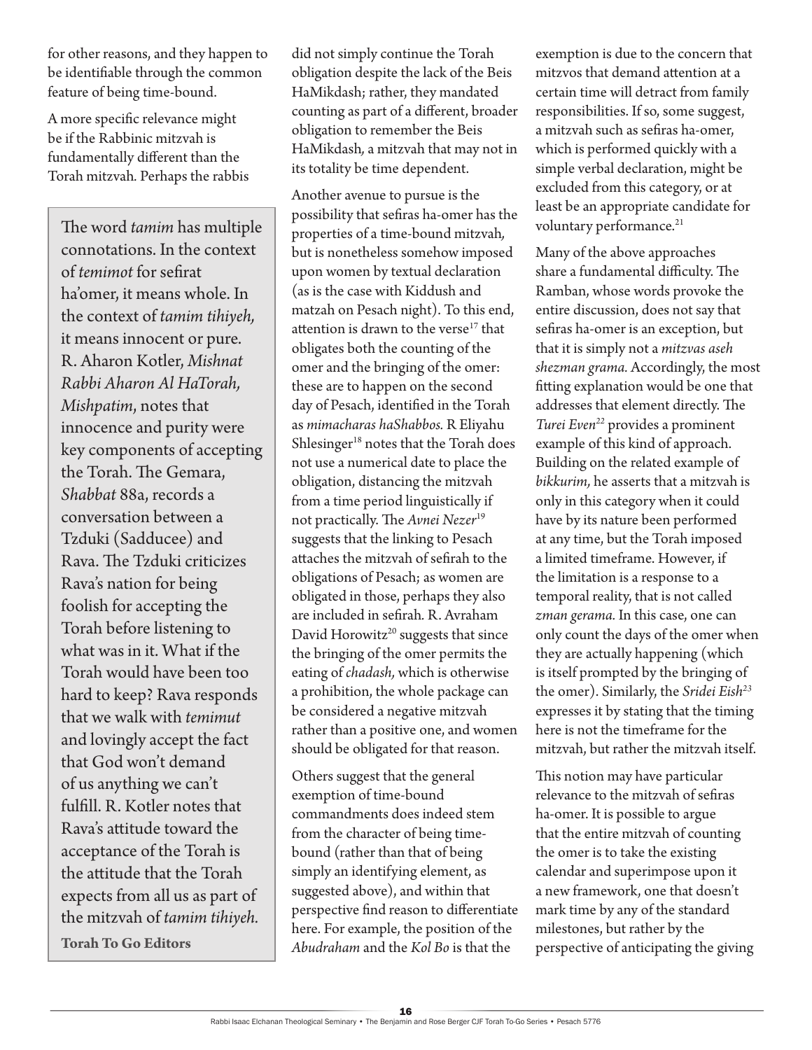for other reasons, and they happen to be identifiable through the common feature of being time-bound.

A more specific relevance might be if the Rabbinic mitzvah is fundamentally different than the Torah mitzvah. Perhaps the rabbis did not simply continue the Torah obligation despite the lack of the Beis HaMikdash; rather, they mandated counting as part of a different, broader obligation to remember the Beis HaMikdash, a mitzvah that may not in its totality be time dependent.

> The word *tamim* has multiple connotations. In the context of *temimot* for sefirat ha'omer, it means whole. In the context of *tamim tihiyeh*, it means innocent or pure. R. Aharon Kotler, *Mishnat Rabbi Aharon Al HaTorah, Mishpatim*, notes that innocence and purity were key components of accepting the Torah. The Gemara, *Shabbat* 88a, records a conversation between a Tzduki (Sadducee) and Rava. The Tzduki criticizes Rava's nation for being foolish for accepting the Torah before listening to what was in it. What if the Torah would have been too hard to keep? Rava responds that we walk with *temimut* and lovingly accept the fact that God won't demand of us anything we can't fulfill. R. Kotler notes that Rava's attitude toward the acceptance of the Torah is the attitude that the Torah expects from all us as part of the mitzvah of *tamim tihiyeh.*
>
> **Torah To Go Editors**

Another avenue to pursue is the possibility that sefiras ha-omer has the properties of a time-bound mitzvah, but is nonetheless somehow imposed upon women by textual declaration (as is the case with Kiddush and matzah on Pesach night). To this end, attention is drawn to the verse[17] that obligates both the counting of the omer and the bringing of the omer: these are to happen on the second day of Pesach, identified in the Torah as *mimacharas haShabbos.* R Eliyahu Shlesinger[18] notes that the Torah does not use a numerical date to place the obligation, distancing the mitzvah from a time period linguistically if not practically. The *Avnei Nezer*[19] suggests that the linking to Pesach attaches the mitzvah of sefirah to the obligations of Pesach; as women are obligated in those, perhaps they also are included in sefirah. R. Avraham David Horowitz[20] suggests that since the bringing of the omer permits the eating of *chadash,* which is otherwise a prohibition, the whole package can be considered a negative mitzvah rather than a positive one, and women should be obligated for that reason.

Others suggest that the general exemption of time-bound commandments does indeed stem from the character of being time-bound (rather than that of being simply an identifying element, as suggested above), and within that perspective find reason to differentiate here. For example, the position of the *Abudraham* and the *Kol Bo* is that the exemption is due to the concern that mitzvos that demand attention at a certain time will detract from family responsibilities. If so, some suggest, a mitzvah such as sefiras ha-omer, which is performed quickly with a simple verbal declaration, might be excluded from this category, or at least be an appropriate candidate for voluntary performance.[21]

Many of the above approaches share a fundamental difficulty. The Ramban, whose words provoke the entire discussion, does not say that sefiras ha-omer is an exception, but that it is simply not a *mitzvas aseh shezman grama.* Accordingly, the most fitting explanation would be one that addresses that element directly. The *Turei Even*[22] provides a prominent example of this kind of approach. Building on the related example of *bikkurim,* he asserts that a mitzvah is only in this category when it could have by its nature been performed at any time, but the Torah imposed a limited timeframe. However, if the limitation is a response to a temporal reality, that is not called *zman gerama.* In this case, one can only count the days of the omer when they are actually happening (which is itself prompted by the bringing of the omer). Similarly, the *Sridei Eish*[23] expresses it by stating that the timing here is not the timeframe for the mitzvah, but rather the mitzvah itself.

This notion may have particular relevance to the mitzvah of sefiras ha-omer. It is possible to argue that the entire mitzvah of counting the omer is to take the existing calendar and superimpose upon it a new framework, one that doesn't mark time by any of the standard milestones, but rather by the perspective of anticipating the giving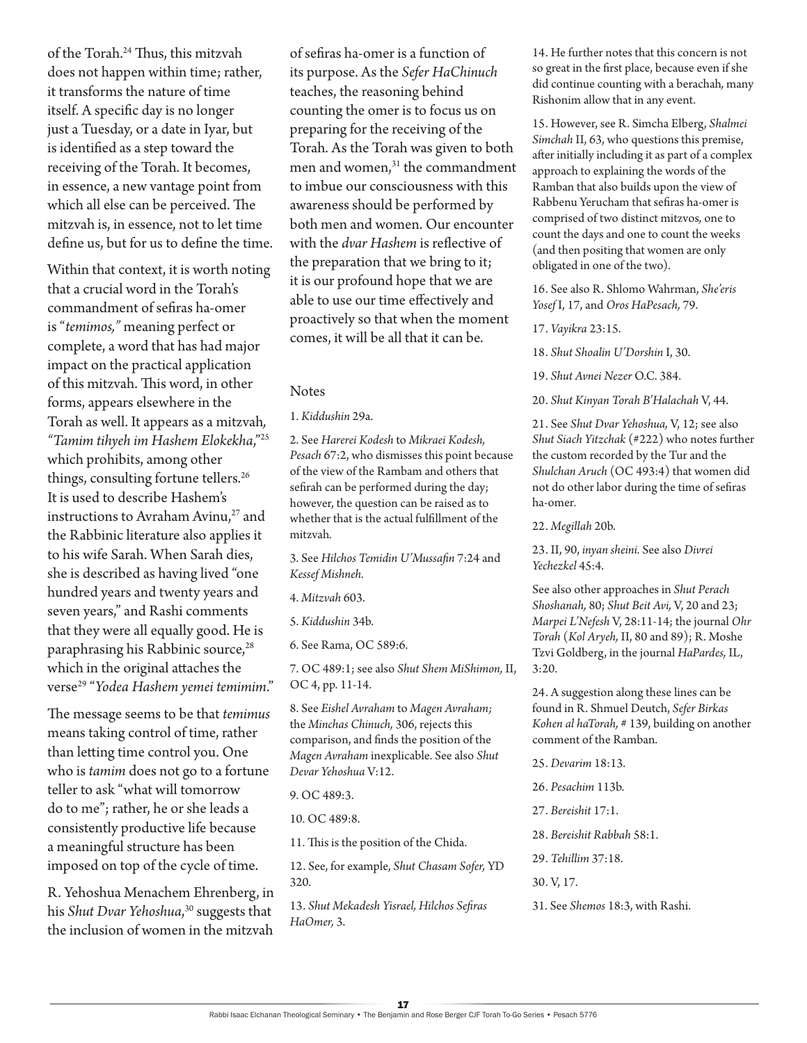of the Torah.[24] Thus, this mitzvah does not happen within time; rather, it transforms the nature of time itself. A specific day is no longer just a Tuesday, or a date in Iyar, but is identified as a step toward the receiving of the Torah. It becomes, in essence, a new vantage point from which all else can be perceived. The mitzvah is, in essence, not to let time define us, but for us to define the time.

Within that context, it is worth noting that a crucial word in the Torah's commandment of sefiras ha-omer is "*temimos,*" meaning perfect or complete, a word that has had major impact on the practical application of this mitzvah. This word, in other forms, appears elsewhere in the Torah as well. It appears as a mitzvah, *"Tamim tihyeh im Hashem Elokekha,"*[25] which prohibits, among other things, consulting fortune tellers.[26] It is used to describe Hashem's instructions to Avraham Avinu,[27] and the Rabbinic literature also applies it to his wife Sarah. When Sarah dies, she is described as having lived "one hundred years and twenty years and seven years," and Rashi comments that they were all equally good. He is paraphrasing his Rabbinic source,[28] which in the original attaches the verse[29] "*Yodea Hashem yemei temimim*."

The message seems to be that *temimus* means taking control of time, rather than letting time control you. One who is *tamim* does not go to a fortune teller to ask "what will tomorrow do to me"; rather, he or she leads a consistently productive life because a meaningful structure has been imposed on top of the cycle of time.

R. Yehoshua Menachem Ehrenberg, in his *Shut Dvar Yehoshua,*[30] suggests that the inclusion of women in the mitzvah of sefiras ha-omer is a function of its purpose. As the *Sefer HaChinuch* teaches, the reasoning behind counting the omer is to focus us on preparing for the receiving of the Torah. As the Torah was given to both men and women,[31] the commandment to imbue our consciousness with this awareness should be performed by both men and women. Our encounter with the *dvar Hashem* is reflective of the preparation that we bring to it; it is our profound hope that we are able to use our time effectively and proactively so that when the moment comes, it will be all that it can be.

## Notes

1. *Kiddushin* 29a.

2. See *Harerei Kodesh* to *Mikraei Kodesh, Pesach* 67:2, who dismisses this point because of the view of the Rambam and others that sefirah can be performed during the day; however, the question can be raised as to whether that is the actual fulfillment of the mitzvah.

3. See *Hilchos Temidin U'Mussafin* 7:24 and *Kessef Mishneh.*

4. *Mitzvah* 603.

5. *Kiddushin* 34b.

6. See Rama, OC 589:6.

7. OC 489:1; see also *Shut Shem MiShimon,* II, OC 4, pp. 11-14.

8. See *Eishel Avraham* to *Magen Avraham;* the *Minchas Chinuch,* 306, rejects this comparison, and finds the position of the *Magen Avraham* inexplicable. See also *Shut Devar Yehoshua* V:12.

9. OC 489:3.

10. OC 489:8.

11. This is the position of the Chida.

12. See, for example, *Shut Chasam Sofer,* YD 320.

13. *Shut Mekadesh Yisrael, Hilchos Sefiras HaOmer,* 3.

14. He further notes that this concern is not so great in the first place, because even if she did continue counting with a berachah, many Rishonim allow that in any event.

15. However, see R. Simcha Elberg, *Shalmei Simchah* II, 63, who questions this premise, after initially including it as part of a complex approach to explaining the words of the Ramban that also builds upon the view of Rabbenu Yerucham that sefiras ha-omer is comprised of two distinct mitzvos, one to count the days and one to count the weeks (and then positing that women are only obligated in one of the two).

16. See also R. Shlomo Wahrman, *She'eris Yosef* I, 17, and *Oros HaPesach,* 79.

17. *Vayikra* 23:15.

18. *Shut Shoalin U'Dorshin* I, 30.

19. *Shut Avnei Nezer* O.C. 384.

20. *Shut Kinyan Torah B'Halachah* V, 44.

21. See *Shut Dvar Yehoshua,* V, 12; see also *Shut Siach Yitzchak* (#222) who notes further the custom recorded by the Tur and the *Shulchan Aruch* (OC 493:4) that women did not do other labor during the time of sefiras ha-omer.

22. *Megillah* 20b.

23. II, 90, *inyan sheini.* See also *Divrei Yechezkel* 45:4.

See also other approaches in *Shut Perach Shoshanah,* 80; *Shut Beit Avi,* V, 20 and 23; *Marpei L'Nefesh* V, 28:11-14; the journal *Ohr Torah* (*Kol Aryeh,* II, 80 and 89); R. Moshe Tzvi Goldberg, in the journal *HaPardes,* IL, 3:20.

24. A suggestion along these lines can be found in R. Shmuel Deutch, *Sefer Birkas Kohen al haTorah,* # 139, building on another comment of the Ramban.

25. *Devarim* 18:13.

26. *Pesachim* 113b.

27. *Bereishit* 17:1.

28. *Bereishit Rabbah* 58:1.

29. *Tehillim* 37:18.

30. V, 17.

31. See *Shemos* 18:3, with Rashi.